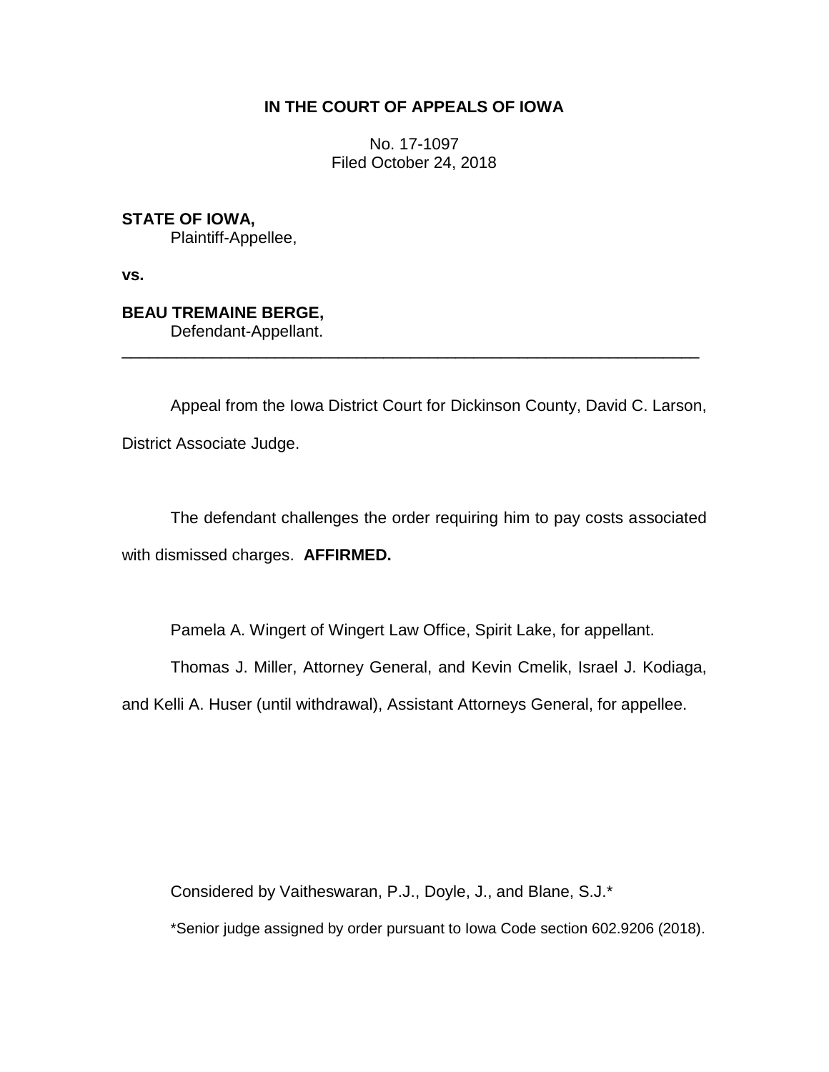# IN THE COURT OF APPEALS OF IOWA

No. 17-1097
Filed October 24, 2018

**STATE OF IOWA,**
Plaintiff-Appellee,

**vs.**

**BEAU TREMAINE BERGE,**
Defendant-Appellant.

---

Appeal from the Iowa District Court for Dickinson County, David C. Larson, District Associate Judge.

The defendant challenges the order requiring him to pay costs associated with dismissed charges. **AFFIRMED.**

Pamela A. Wingert of Wingert Law Office, Spirit Lake, for appellant.

Thomas J. Miller, Attorney General, and Kevin Cmelik, Israel J. Kodiaga, and Kelli A. Huser (until withdrawal), Assistant Attorneys General, for appellee.

Considered by Vaitheswaran, P.J., Doyle, J., and Blane, S.J.*

*Senior judge assigned by order pursuant to Iowa Code section 602.9206 (2018).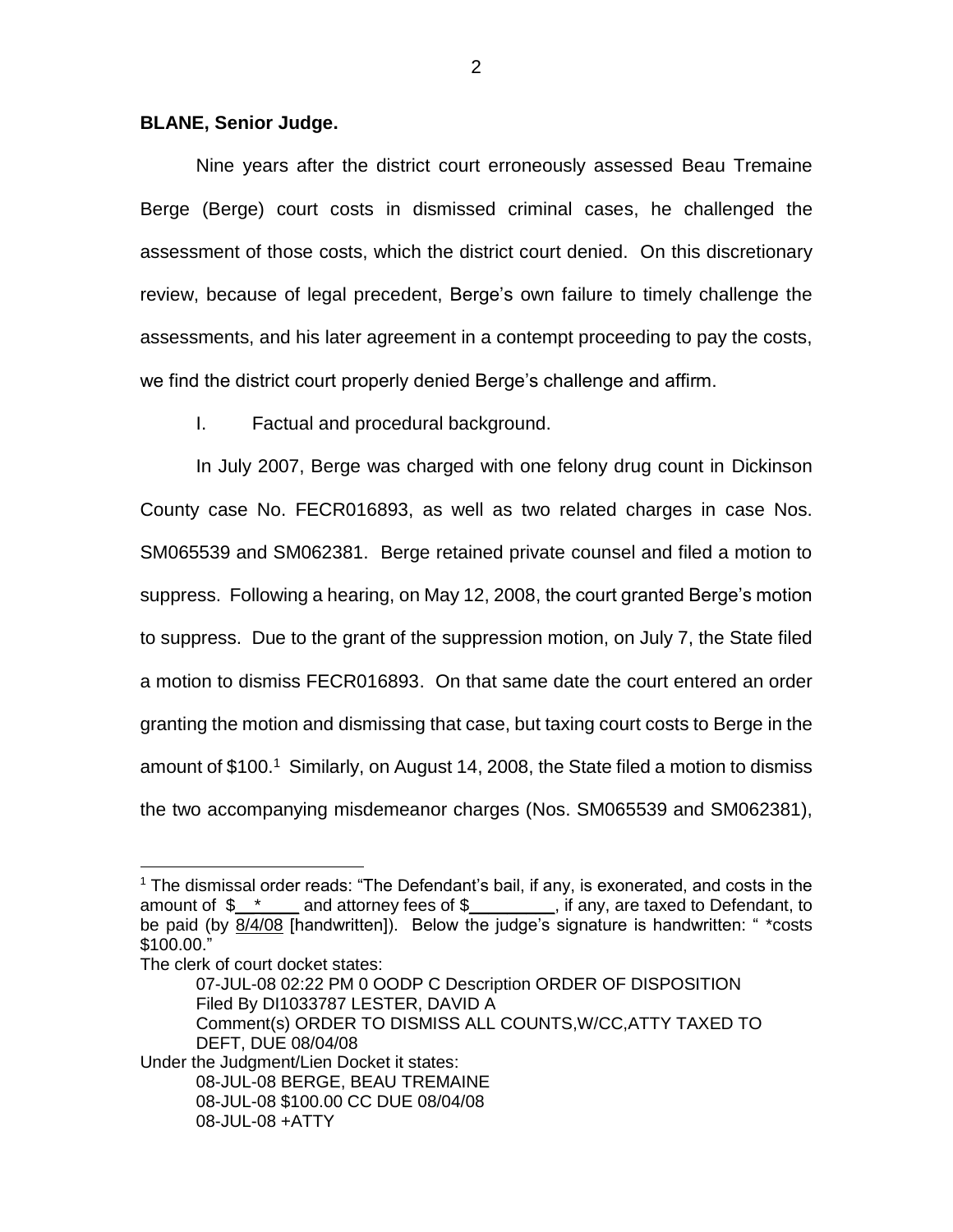**BLANE, Senior Judge.**

Nine years after the district court erroneously assessed Beau Tremaine Berge (Berge) court costs in dismissed criminal cases, he challenged the assessment of those costs, which the district court denied. On this discretionary review, because of legal precedent, Berge's own failure to timely challenge the assessments, and his later agreement in a contempt proceeding to pay the costs, we find the district court properly denied Berge's challenge and affirm.

I. Factual and procedural background.

In July 2007, Berge was charged with one felony drug count in Dickinson County case No. FECR016893, as well as two related charges in case Nos. SM065539 and SM062381. Berge retained private counsel and filed a motion to suppress. Following a hearing, on May 12, 2008, the court granted Berge's motion to suppress. Due to the grant of the suppression motion, on July 7, the State filed a motion to dismiss FECR016893. On that same date the court entered an order granting the motion and dismissing that case, but taxing court costs to Berge in the amount of $100.[1] Similarly, on August 14, 2008, the State filed a motion to dismiss the two accompanying misdemeanor charges (Nos. SM065539 and SM062381),

---

[1] The dismissal order reads: "The Defendant's bail, if any, is exonerated, and costs in the amount of $\_\_\*\_\_\_\_ and attorney fees of $\_\_\_\_\_\_\_\_\_, if any, are taxed to Defendant, to be paid (by 8/4/08 [handwritten]). Below the judge's signature is handwritten: " \*costs $100.00."

The clerk of court docket states:

> 07-JUL-08 02:22 PM 0 OODP C Description ORDER OF DISPOSITION
> Filed By DI1033787 LESTER, DAVID A
> Comment(s) ORDER TO DISMISS ALL COUNTS,W/CC,ATTY TAXED TO DEFT, DUE 08/04/08

Under the Judgment/Lien Docket it states:

> 08-JUL-08 BERGE, BEAU TREMAINE
> 08-JUL-08 $100.00 CC DUE 08/04/08
> 08-JUL-08 +ATTY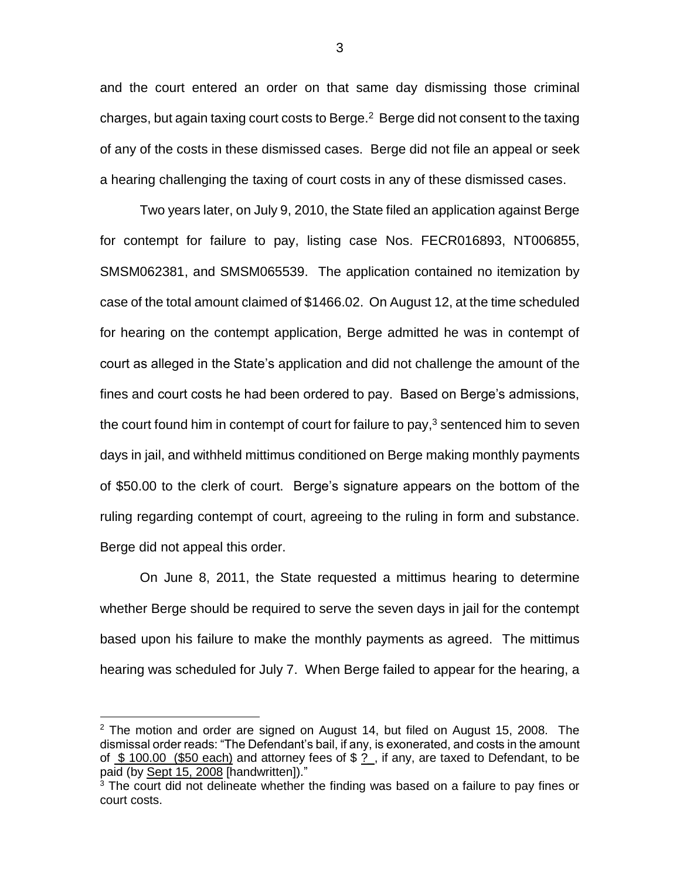and the court entered an order on that same day dismissing those criminal charges, but again taxing court costs to Berge.[2] Berge did not consent to the taxing of any of the costs in these dismissed cases. Berge did not file an appeal or seek a hearing challenging the taxing of court costs in any of these dismissed cases.

Two years later, on July 9, 2010, the State filed an application against Berge for contempt for failure to pay, listing case Nos. FECR016893, NT006855, SMSM062381, and SMSM065539. The application contained no itemization by case of the total amount claimed of $1466.02. On August 12, at the time scheduled for hearing on the contempt application, Berge admitted he was in contempt of court as alleged in the State's application and did not challenge the amount of the fines and court costs he had been ordered to pay. Based on Berge's admissions, the court found him in contempt of court for failure to pay,[3] sentenced him to seven days in jail, and withheld mittimus conditioned on Berge making monthly payments of $50.00 to the clerk of court. Berge's signature appears on the bottom of the ruling regarding contempt of court, agreeing to the ruling in form and substance. Berge did not appeal this order.

On June 8, 2011, the State requested a mittimus hearing to determine whether Berge should be required to serve the seven days in jail for the contempt based upon his failure to make the monthly payments as agreed. The mittimus hearing was scheduled for July 7. When Berge failed to appear for the hearing, a

---

[2] The motion and order are signed on August 14, but filed on August 15, 2008. The dismissal order reads: "The Defendant's bail, if any, is exonerated, and costs in the amount of $ 100.00 ($50 each) and attorney fees of $ ? , if any, are taxed to Defendant, to be paid (by Sept 15, 2008 [handwritten])."

[3] The court did not delineate whether the finding was based on a failure to pay fines or court costs.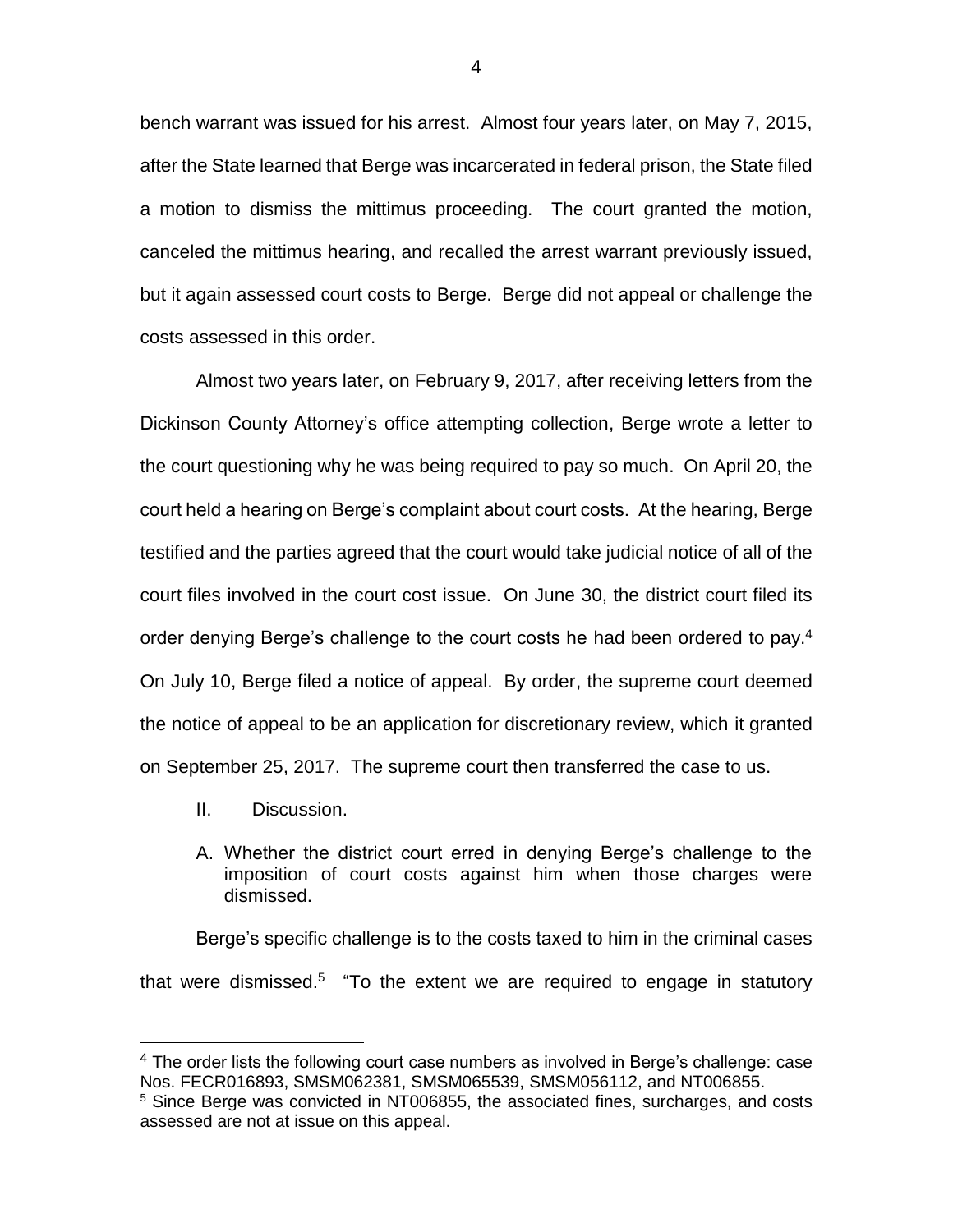bench warrant was issued for his arrest. Almost four years later, on May 7, 2015, after the State learned that Berge was incarcerated in federal prison, the State filed a motion to dismiss the mittimus proceeding. The court granted the motion, canceled the mittimus hearing, and recalled the arrest warrant previously issued, but it again assessed court costs to Berge. Berge did not appeal or challenge the costs assessed in this order.

Almost two years later, on February 9, 2017, after receiving letters from the Dickinson County Attorney's office attempting collection, Berge wrote a letter to the court questioning why he was being required to pay so much. On April 20, the court held a hearing on Berge's complaint about court costs. At the hearing, Berge testified and the parties agreed that the court would take judicial notice of all of the court files involved in the court cost issue. On June 30, the district court filed its order denying Berge's challenge to the court costs he had been ordered to pay.[4] On July 10, Berge filed a notice of appeal. By order, the supreme court deemed the notice of appeal to be an application for discretionary review, which it granted on September 25, 2017. The supreme court then transferred the case to us.

II. Discussion.

A. Whether the district court erred in denying Berge's challenge to the imposition of court costs against him when those charges were dismissed.

Berge's specific challenge is to the costs taxed to him in the criminal cases that were dismissed.[5] "To the extent we are required to engage in statutory

---

[4] The order lists the following court case numbers as involved in Berge's challenge: case Nos. FECR016893, SMSM062381, SMSM065539, SMSM056112, and NT006855.

[5] Since Berge was convicted in NT006855, the associated fines, surcharges, and costs assessed are not at issue on this appeal.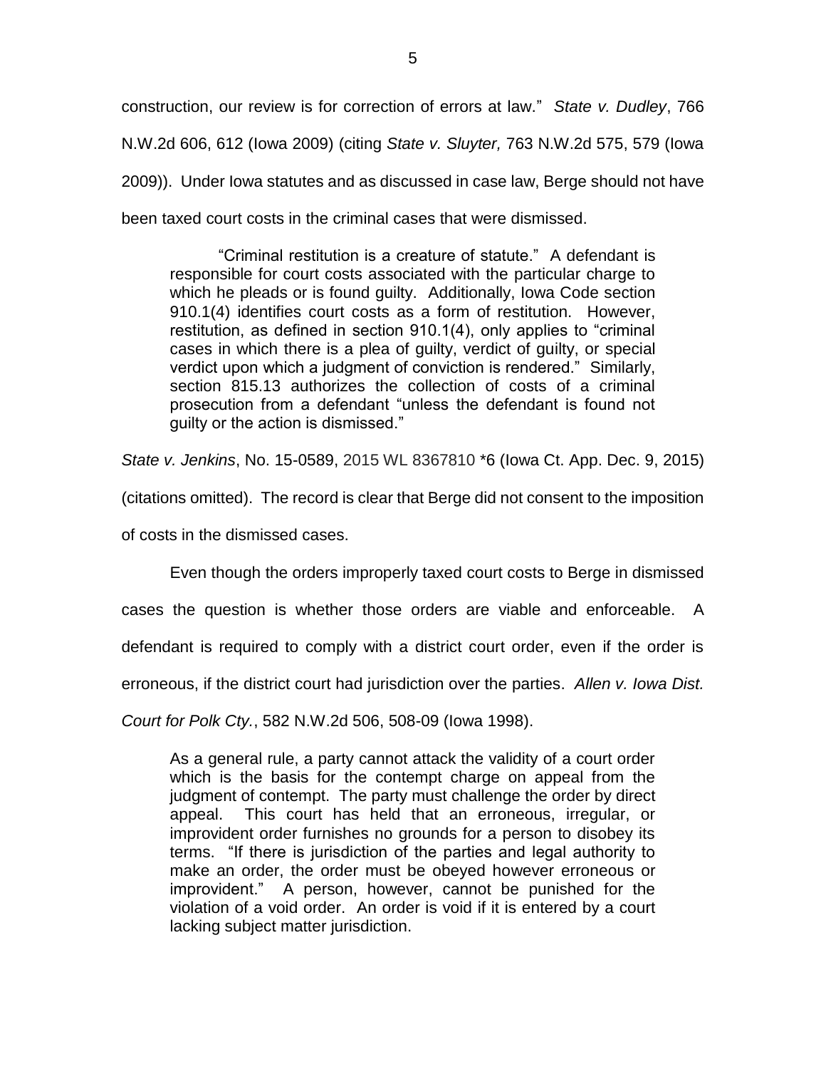construction, our review is for correction of errors at law." *State v. Dudley*, 766 N.W.2d 606, 612 (Iowa 2009) (citing *State v. Sluyter,* 763 N.W.2d 575, 579 (Iowa 2009)). Under Iowa statutes and as discussed in case law, Berge should not have been taxed court costs in the criminal cases that were dismissed.

> "Criminal restitution is a creature of statute." A defendant is responsible for court costs associated with the particular charge to which he pleads or is found guilty. Additionally, Iowa Code section 910.1(4) identifies court costs as a form of restitution. However, restitution, as defined in section 910.1(4), only applies to "criminal cases in which there is a plea of guilty, verdict of guilty, or special verdict upon which a judgment of conviction is rendered." Similarly, section 815.13 authorizes the collection of costs of a criminal prosecution from a defendant "unless the defendant is found not guilty or the action is dismissed."

*State v. Jenkins*, No. 15-0589, 2015 WL 8367810 *6 (Iowa Ct. App. Dec. 9, 2015) (citations omitted). The record is clear that Berge did not consent to the imposition of costs in the dismissed cases.

Even though the orders improperly taxed court costs to Berge in dismissed cases the question is whether those orders are viable and enforceable. A defendant is required to comply with a district court order, even if the order is erroneous, if the district court had jurisdiction over the parties. *Allen v. Iowa Dist. Court for Polk Cty.*, 582 N.W.2d 506, 508-09 (Iowa 1998).

> As a general rule, a party cannot attack the validity of a court order which is the basis for the contempt charge on appeal from the judgment of contempt. The party must challenge the order by direct appeal. This court has held that an erroneous, irregular, or improvident order furnishes no grounds for a person to disobey its terms. "If there is jurisdiction of the parties and legal authority to make an order, the order must be obeyed however erroneous or improvident." A person, however, cannot be punished for the violation of a void order. An order is void if it is entered by a court lacking subject matter jurisdiction.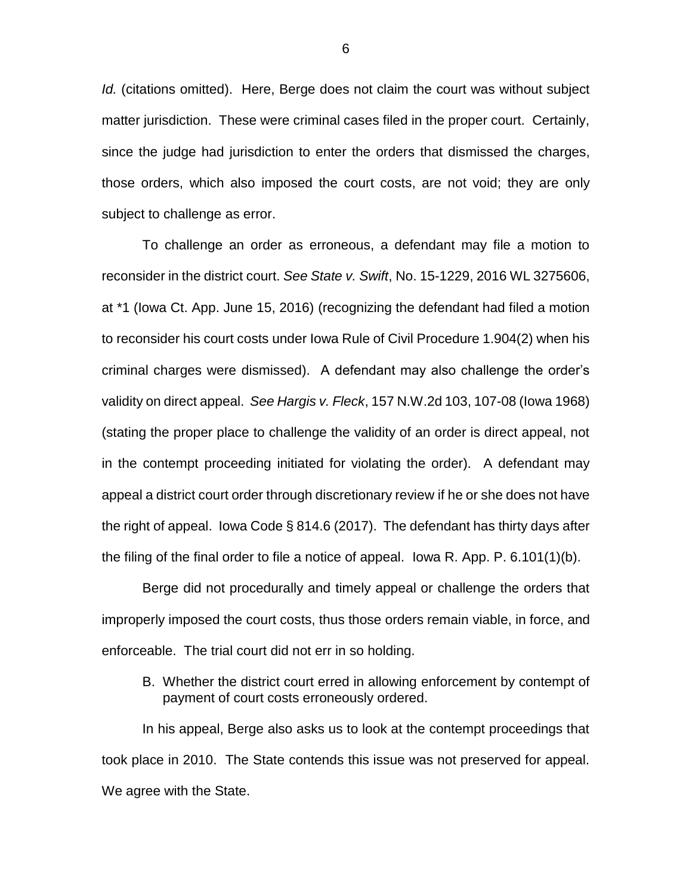*Id.* (citations omitted). Here, Berge does not claim the court was without subject matter jurisdiction. These were criminal cases filed in the proper court. Certainly, since the judge had jurisdiction to enter the orders that dismissed the charges, those orders, which also imposed the court costs, are not void; they are only subject to challenge as error.

To challenge an order as erroneous, a defendant may file a motion to reconsider in the district court. *See State v. Swift*, No. 15-1229, 2016 WL 3275606, at *1 (Iowa Ct. App. June 15, 2016) (recognizing the defendant had filed a motion to reconsider his court costs under Iowa Rule of Civil Procedure 1.904(2) when his criminal charges were dismissed). A defendant may also challenge the order's validity on direct appeal. *See Hargis v. Fleck*, 157 N.W.2d 103, 107-08 (Iowa 1968) (stating the proper place to challenge the validity of an order is direct appeal, not in the contempt proceeding initiated for violating the order). A defendant may appeal a district court order through discretionary review if he or she does not have the right of appeal. Iowa Code § 814.6 (2017). The defendant has thirty days after the filing of the final order to file a notice of appeal. Iowa R. App. P. 6.101(1)(b).

Berge did not procedurally and timely appeal or challenge the orders that improperly imposed the court costs, thus those orders remain viable, in force, and enforceable. The trial court did not err in so holding.

B. Whether the district court erred in allowing enforcement by contempt of payment of court costs erroneously ordered.

In his appeal, Berge also asks us to look at the contempt proceedings that took place in 2010. The State contends this issue was not preserved for appeal. We agree with the State.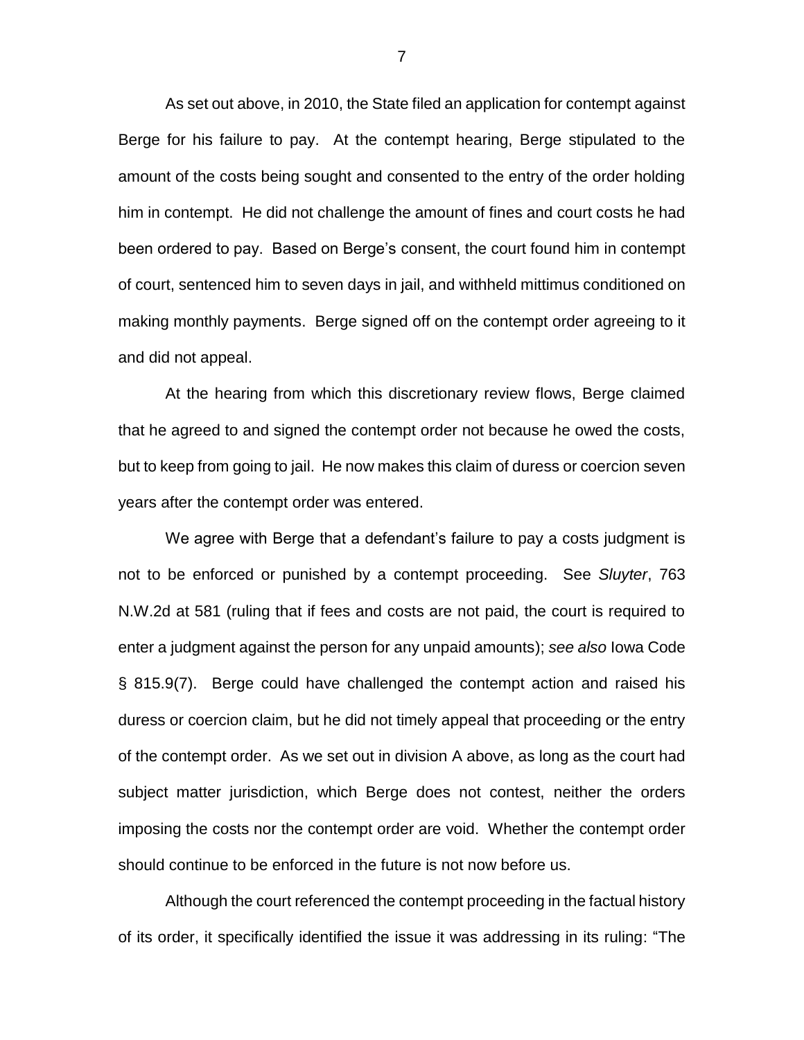As set out above, in 2010, the State filed an application for contempt against Berge for his failure to pay. At the contempt hearing, Berge stipulated to the amount of the costs being sought and consented to the entry of the order holding him in contempt. He did not challenge the amount of fines and court costs he had been ordered to pay. Based on Berge's consent, the court found him in contempt of court, sentenced him to seven days in jail, and withheld mittimus conditioned on making monthly payments. Berge signed off on the contempt order agreeing to it and did not appeal.

At the hearing from which this discretionary review flows, Berge claimed that he agreed to and signed the contempt order not because he owed the costs, but to keep from going to jail. He now makes this claim of duress or coercion seven years after the contempt order was entered.

We agree with Berge that a defendant's failure to pay a costs judgment is not to be enforced or punished by a contempt proceeding. See *Sluyter*, 763 N.W.2d at 581 (ruling that if fees and costs are not paid, the court is required to enter a judgment against the person for any unpaid amounts); *see also* Iowa Code § 815.9(7). Berge could have challenged the contempt action and raised his duress or coercion claim, but he did not timely appeal that proceeding or the entry of the contempt order. As we set out in division A above, as long as the court had subject matter jurisdiction, which Berge does not contest, neither the orders imposing the costs nor the contempt order are void. Whether the contempt order should continue to be enforced in the future is not now before us.

Although the court referenced the contempt proceeding in the factual history of its order, it specifically identified the issue it was addressing in its ruling: "The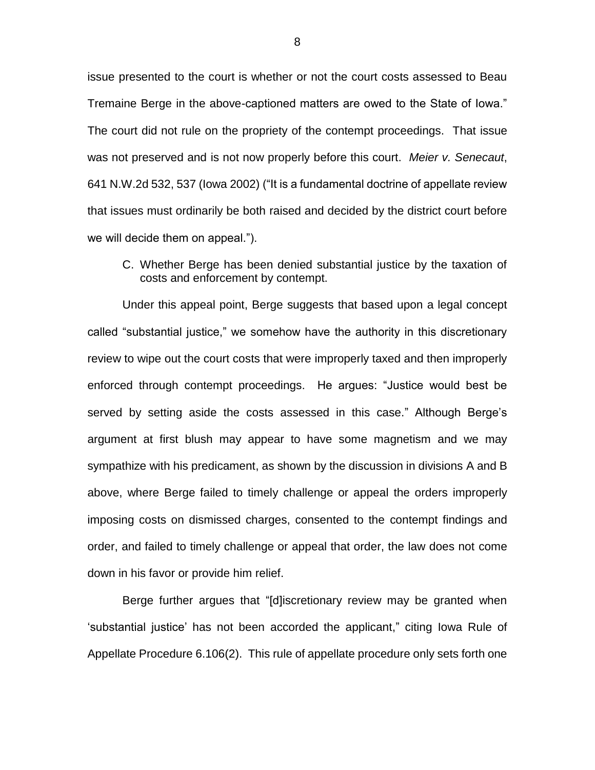issue presented to the court is whether or not the court costs assessed to Beau Tremaine Berge in the above-captioned matters are owed to the State of Iowa." The court did not rule on the propriety of the contempt proceedings. That issue was not preserved and is not now properly before this court. *Meier v. Senecaut*, 641 N.W.2d 532, 537 (Iowa 2002) ("It is a fundamental doctrine of appellate review that issues must ordinarily be both raised and decided by the district court before we will decide them on appeal.").

C. Whether Berge has been denied substantial justice by the taxation of costs and enforcement by contempt.

Under this appeal point, Berge suggests that based upon a legal concept called "substantial justice," we somehow have the authority in this discretionary review to wipe out the court costs that were improperly taxed and then improperly enforced through contempt proceedings. He argues: "Justice would best be served by setting aside the costs assessed in this case." Although Berge's argument at first blush may appear to have some magnetism and we may sympathize with his predicament, as shown by the discussion in divisions A and B above, where Berge failed to timely challenge or appeal the orders improperly imposing costs on dismissed charges, consented to the contempt findings and order, and failed to timely challenge or appeal that order, the law does not come down in his favor or provide him relief.

Berge further argues that "[d]iscretionary review may be granted when 'substantial justice' has not been accorded the applicant," citing Iowa Rule of Appellate Procedure 6.106(2). This rule of appellate procedure only sets forth one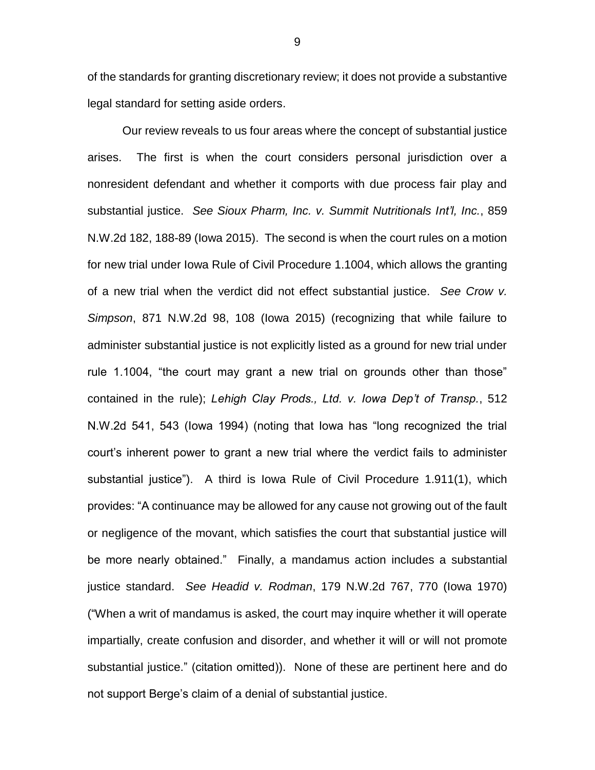of the standards for granting discretionary review; it does not provide a substantive legal standard for setting aside orders.

Our review reveals to us four areas where the concept of substantial justice arises. The first is when the court considers personal jurisdiction over a nonresident defendant and whether it comports with due process fair play and substantial justice. *See Sioux Pharm, Inc. v. Summit Nutritionals Int'l, Inc.*, 859 N.W.2d 182, 188-89 (Iowa 2015). The second is when the court rules on a motion for new trial under Iowa Rule of Civil Procedure 1.1004, which allows the granting of a new trial when the verdict did not effect substantial justice. *See Crow v. Simpson*, 871 N.W.2d 98, 108 (Iowa 2015) (recognizing that while failure to administer substantial justice is not explicitly listed as a ground for new trial under rule 1.1004, "the court may grant a new trial on grounds other than those" contained in the rule); *Lehigh Clay Prods., Ltd. v. Iowa Dep't of Transp.*, 512 N.W.2d 541, 543 (Iowa 1994) (noting that Iowa has "long recognized the trial court's inherent power to grant a new trial where the verdict fails to administer substantial justice"). A third is Iowa Rule of Civil Procedure 1.911(1), which provides: "A continuance may be allowed for any cause not growing out of the fault or negligence of the movant, which satisfies the court that substantial justice will be more nearly obtained." Finally, a mandamus action includes a substantial justice standard. *See Headid v. Rodman*, 179 N.W.2d 767, 770 (Iowa 1970) ("When a writ of mandamus is asked, the court may inquire whether it will operate impartially, create confusion and disorder, and whether it will or will not promote substantial justice." (citation omitted)). None of these are pertinent here and do not support Berge's claim of a denial of substantial justice.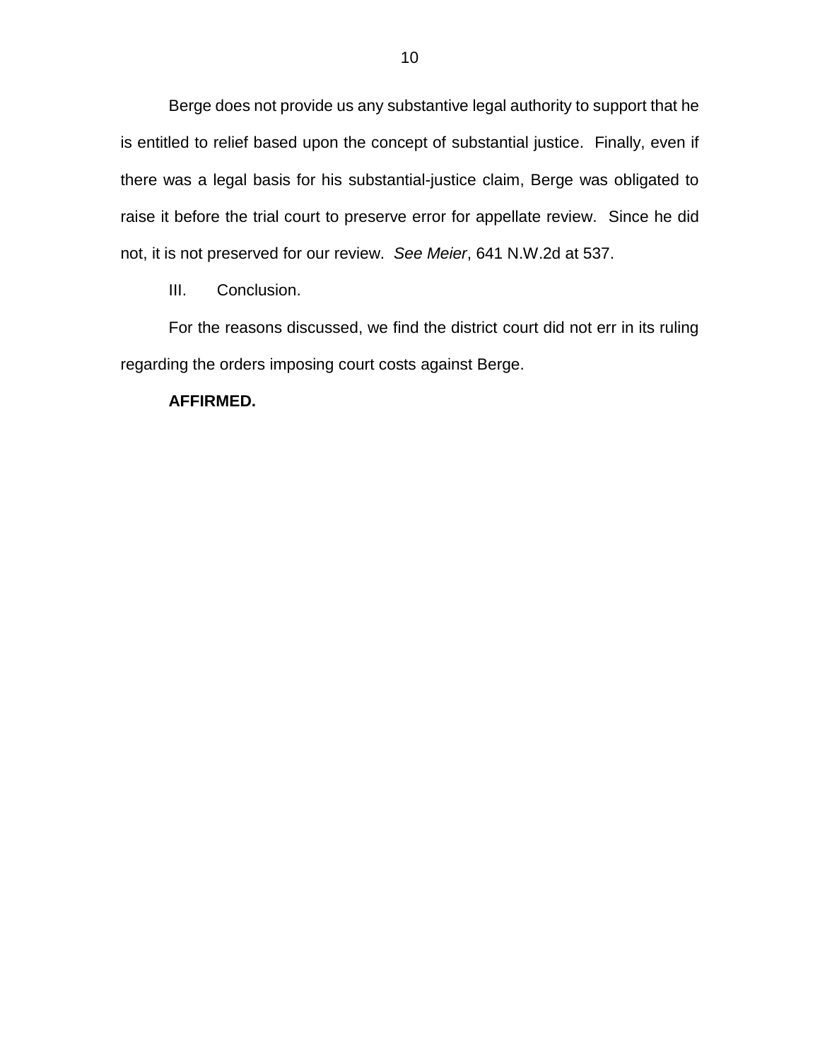Berge does not provide us any substantive legal authority to support that he is entitled to relief based upon the concept of substantial justice. Finally, even if there was a legal basis for his substantial-justice claim, Berge was obligated to raise it before the trial court to preserve error for appellate review. Since he did not, it is not preserved for our review. *See Meier*, 641 N.W.2d at 537.

III. Conclusion.

For the reasons discussed, we find the district court did not err in its ruling regarding the orders imposing court costs against Berge.

**AFFIRMED.**